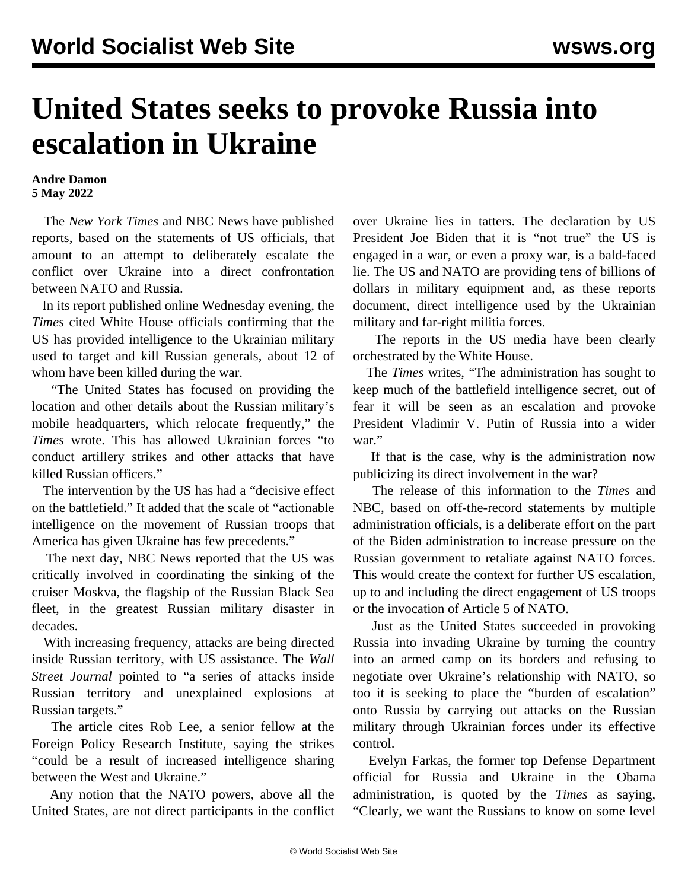# United States seeks to provoke Russia into escalation in Ukraine

**Andre Damon**
**5 May 2022**

The *New York Times* and NBC News have published reports, based on the statements of US officials, that amount to an attempt to deliberately escalate the conflict over Ukraine into a direct confrontation between NATO and Russia.

In its report published online Wednesday evening, the *Times* cited White House officials confirming that the US has provided intelligence to the Ukrainian military used to target and kill Russian generals, about 12 of whom have been killed during the war.

"The United States has focused on providing the location and other details about the Russian military's mobile headquarters, which relocate frequently," the *Times* wrote. This has allowed Ukrainian forces "to conduct artillery strikes and other attacks that have killed Russian officers."

The intervention by the US has had a "decisive effect on the battlefield." It added that the scale of "actionable intelligence on the movement of Russian troops that America has given Ukraine has few precedents."

The next day, NBC News reported that the US was critically involved in coordinating the sinking of the cruiser Moskva, the flagship of the Russian Black Sea fleet, in the greatest Russian military disaster in decades.

With increasing frequency, attacks are being directed inside Russian territory, with US assistance. The *Wall Street Journal* pointed to "a series of attacks inside Russian territory and unexplained explosions at Russian targets."

The article cites Rob Lee, a senior fellow at the Foreign Policy Research Institute, saying the strikes "could be a result of increased intelligence sharing between the West and Ukraine."

Any notion that the NATO powers, above all the United States, are not direct participants in the conflict over Ukraine lies in tatters. The declaration by US President Joe Biden that it is "not true" the US is engaged in a war, or even a proxy war, is a bald-faced lie. The US and NATO are providing tens of billions of dollars in military equipment and, as these reports document, direct intelligence used by the Ukrainian military and far-right militia forces.

The reports in the US media have been clearly orchestrated by the White House.

The *Times* writes, "The administration has sought to keep much of the battlefield intelligence secret, out of fear it will be seen as an escalation and provoke President Vladimir V. Putin of Russia into a wider war."

If that is the case, why is the administration now publicizing its direct involvement in the war?

The release of this information to the *Times* and NBC, based on off-the-record statements by multiple administration officials, is a deliberate effort on the part of the Biden administration to increase pressure on the Russian government to retaliate against NATO forces. This would create the context for further US escalation, up to and including the direct engagement of US troops or the invocation of Article 5 of NATO.

Just as the United States succeeded in provoking Russia into invading Ukraine by turning the country into an armed camp on its borders and refusing to negotiate over Ukraine's relationship with NATO, so too it is seeking to place the "burden of escalation" onto Russia by carrying out attacks on the Russian military through Ukrainian forces under its effective control.

Evelyn Farkas, the former top Defense Department official for Russia and Ukraine in the Obama administration, is quoted by the *Times* as saying, "Clearly, we want the Russians to know on some level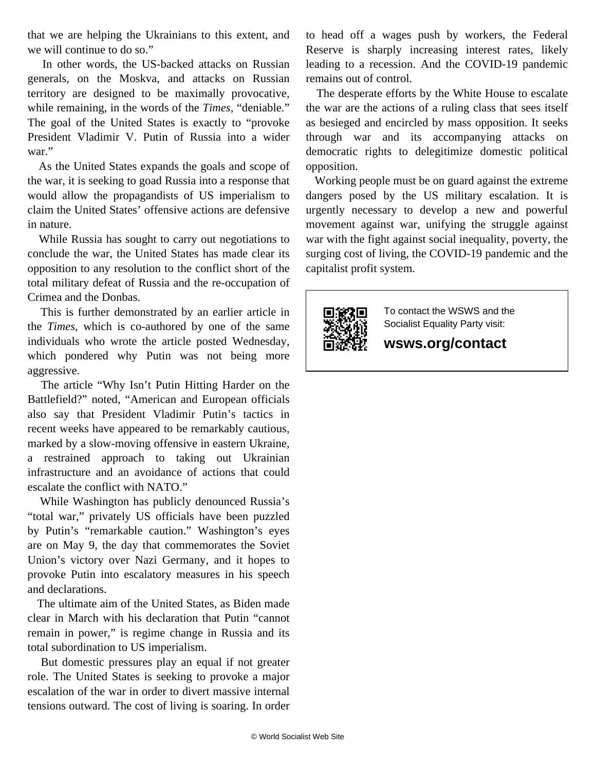that we are helping the Ukrainians to this extent, and we will continue to do so."

In other words, the US-backed attacks on Russian generals, on the Moskva, and attacks on Russian territory are designed to be maximally provocative, while remaining, in the words of the *Times*, "deniable." The goal of the United States is exactly to "provoke President Vladimir V. Putin of Russia into a wider war."

As the United States expands the goals and scope of the war, it is seeking to goad Russia into a response that would allow the propagandists of US imperialism to claim the United States' offensive actions are defensive in nature.

While Russia has sought to carry out negotiations to conclude the war, the United States has made clear its opposition to any resolution to the conflict short of the total military defeat of Russia and the re-occupation of Crimea and the Donbas.

This is further demonstrated by an earlier article in the *Times*, which is co-authored by one of the same individuals who wrote the article posted Wednesday, which pondered why Putin was not being more aggressive.

The article "Why Isn't Putin Hitting Harder on the Battlefield?" noted, "American and European officials also say that President Vladimir Putin's tactics in recent weeks have appeared to be remarkably cautious, marked by a slow-moving offensive in eastern Ukraine, a restrained approach to taking out Ukrainian infrastructure and an avoidance of actions that could escalate the conflict with NATO."

While Washington has publicly denounced Russia's "total war," privately US officials have been puzzled by Putin's "remarkable caution." Washington's eyes are on May 9, the day that commemorates the Soviet Union's victory over Nazi Germany, and it hopes to provoke Putin into escalatory measures in his speech and declarations.

The ultimate aim of the United States, as Biden made clear in March with his declaration that Putin "cannot remain in power," is regime change in Russia and its total subordination to US imperialism.

But domestic pressures play an equal if not greater role. The United States is seeking to provoke a major escalation of the war in order to divert massive internal tensions outward. The cost of living is soaring. In order to head off a wages push by workers, the Federal Reserve is sharply increasing interest rates, likely leading to a recession. And the COVID-19 pandemic remains out of control.

The desperate efforts by the White House to escalate the war are the actions of a ruling class that sees itself as besieged and encircled by mass opposition. It seeks through war and its accompanying attacks on democratic rights to delegitimize domestic political opposition.

Working people must be on guard against the extreme dangers posed by the US military escalation. It is urgently necessary to develop a new and powerful movement against war, unifying the struggle against war with the fight against social inequality, poverty, the surging cost of living, the COVID-19 pandemic and the capitalist profit system.

To contact the WSWS and the Socialist Equality Party visit:

**wsws.org/contact**